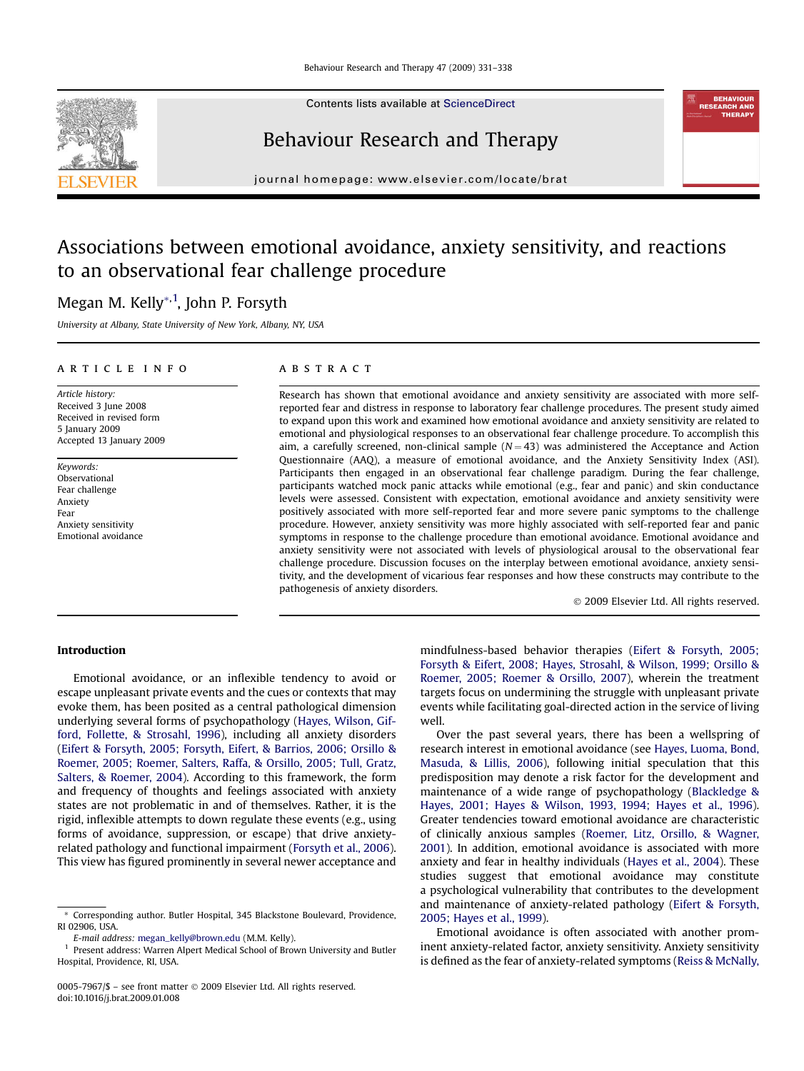# Associations between emotional avoidance, anxiety sensitivity, and reactions to an observational fear challenge procedure

Megan M. Kelly[*,1], John P. Forsyth

*University at Albany, State University of New York, Albany, NY, USA*

## ARTICLE INFO

*Article history:*
Received 3 June 2008
Received in revised form
5 January 2009
Accepted 13 January 2009

*Keywords:*
Observational
Fear challenge
Anxiety
Fear
Anxiety sensitivity
Emotional avoidance

## ABSTRACT

Research has shown that emotional avoidance and anxiety sensitivity are associated with more self-reported fear and distress in response to laboratory fear challenge procedures. The present study aimed to expand upon this work and examined how emotional avoidance and anxiety sensitivity are related to emotional and physiological responses to an observational fear challenge procedure. To accomplish this aim, a carefully screened, non-clinical sample ($N = 43$) was administered the Acceptance and Action Questionnaire (AAQ), a measure of emotional avoidance, and the Anxiety Sensitivity Index (ASI). Participants then engaged in an observational fear challenge paradigm. During the fear challenge, participants watched mock panic attacks while emotional (e.g., fear and panic) and skin conductance levels were assessed. Consistent with expectation, emotional avoidance and anxiety sensitivity were positively associated with more self-reported fear and more severe panic symptoms to the challenge procedure. However, anxiety sensitivity was more highly associated with self-reported fear and panic symptoms in response to the challenge procedure than emotional avoidance. Emotional avoidance and anxiety sensitivity were not associated with levels of physiological arousal to the observational fear challenge procedure. Discussion focuses on the interplay between emotional avoidance, anxiety sensitivity, and the development of vicarious fear responses and how these constructs may contribute to the pathogenesis of anxiety disorders.

© 2009 Elsevier Ltd. All rights reserved.

## Introduction

Emotional avoidance, or an inflexible tendency to avoid or escape unpleasant private events and the cues or contexts that may evoke them, has been posited as a central pathological dimension underlying several forms of psychopathology (Hayes, Wilson, Gifford, Follette, & Strosahl, 1996), including all anxiety disorders (Eifert & Forsyth, 2005; Forsyth, Eifert, & Barrios, 2006; Orsillo & Roemer, 2005; Roemer, Salters, Raffa, & Orsillo, 2005; Tull, Gratz, Salters, & Roemer, 2004). According to this framework, the form and frequency of thoughts and feelings associated with anxiety states are not problematic in and of themselves. Rather, it is the rigid, inflexible attempts to down regulate these events (e.g., using forms of avoidance, suppression, or escape) that drive anxiety-related pathology and functional impairment (Forsyth et al., 2006). This view has figured prominently in several newer acceptance and mindfulness-based behavior therapies (Eifert & Forsyth, 2005; Forsyth & Eifert, 2008; Hayes, Strosahl, & Wilson, 1999; Orsillo & Roemer, 2005; Roemer & Orsillo, 2007), wherein the treatment targets focus on undermining the struggle with unpleasant private events while facilitating goal-directed action in the service of living well.

Over the past several years, there has been a wellspring of research interest in emotional avoidance (see Hayes, Luoma, Bond, Masuda, & Lillis, 2006), following initial speculation that this predisposition may denote a risk factor for the development and maintenance of a wide range of psychopathology (Blackledge & Hayes, 2001; Hayes & Wilson, 1993, 1994; Hayes et al., 1996). Greater tendencies toward emotional avoidance are characteristic of clinically anxious samples (Roemer, Litz, Orsillo, & Wagner, 2001). In addition, emotional avoidance is associated with more anxiety and fear in healthy individuals (Hayes et al., 2004). These studies suggest that emotional avoidance may constitute a psychological vulnerability that contributes to the development and maintenance of anxiety-related pathology (Eifert & Forsyth, 2005; Hayes et al., 1999).

Emotional avoidance is often associated with another prominent anxiety-related factor, anxiety sensitivity. Anxiety sensitivity is defined as the fear of anxiety-related symptoms (Reiss & McNally,

[*] Corresponding author. Butler Hospital, 345 Blackstone Boulevard, Providence, RI 02906, USA.
*E-mail address:* megan_kelly@brown.edu (M.M. Kelly).
[1] Present address: Warren Alpert Medical School of Brown University and Butler Hospital, Providence, RI, USA.

0005-7967/$ – see front matter © 2009 Elsevier Ltd. All rights reserved.
doi:10.1016/j.brat.2009.01.008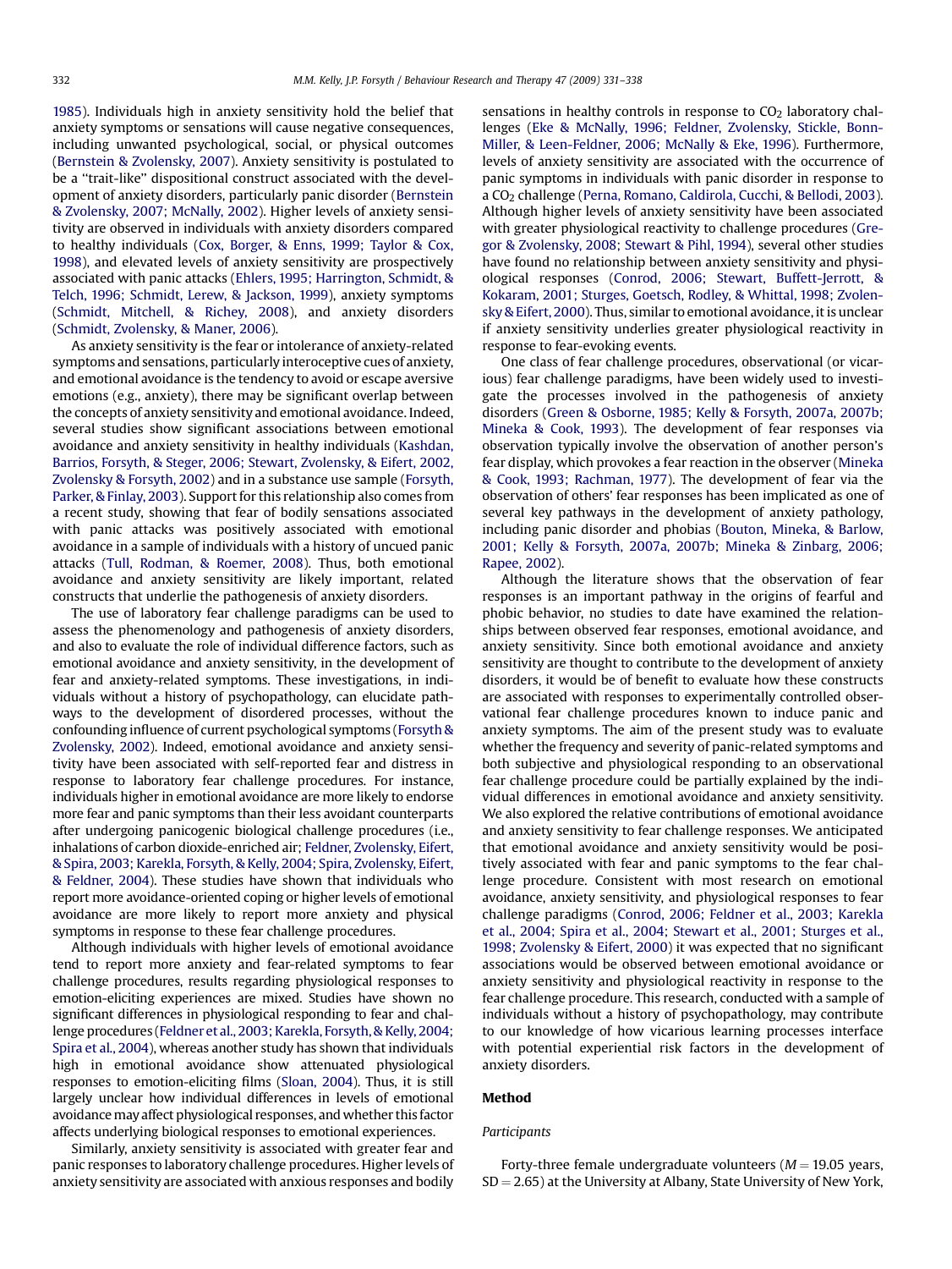1985). Individuals high in anxiety sensitivity hold the belief that anxiety symptoms or sensations will cause negative consequences, including unwanted psychological, social, or physical outcomes (Bernstein & Zvolensky, 2007). Anxiety sensitivity is postulated to be a "trait-like" dispositional construct associated with the development of anxiety disorders, particularly panic disorder (Bernstein & Zvolensky, 2007; McNally, 2002). Higher levels of anxiety sensitivity are observed in individuals with anxiety disorders compared to healthy individuals (Cox, Borger, & Enns, 1999; Taylor & Cox, 1998), and elevated levels of anxiety sensitivity are prospectively associated with panic attacks (Ehlers, 1995; Harrington, Schmidt, & Telch, 1996; Schmidt, Lerew, & Jackson, 1999), anxiety symptoms (Schmidt, Mitchell, & Richey, 2008), and anxiety disorders (Schmidt, Zvolensky, & Maner, 2006).

As anxiety sensitivity is the fear or intolerance of anxiety-related symptoms and sensations, particularly interoceptive cues of anxiety, and emotional avoidance is the tendency to avoid or escape aversive emotions (e.g., anxiety), there may be significant overlap between the concepts of anxiety sensitivity and emotional avoidance. Indeed, several studies show significant associations between emotional avoidance and anxiety sensitivity in healthy individuals (Kashdan, Barrios, Forsyth, & Steger, 2006; Stewart, Zvolensky, & Eifert, 2002, Zvolensky & Forsyth, 2002) and in a substance use sample (Forsyth, Parker, & Finlay, 2003). Support for this relationship also comes from a recent study, showing that fear of bodily sensations associated with panic attacks was positively associated with emotional avoidance in a sample of individuals with a history of uncued panic attacks (Tull, Rodman, & Roemer, 2008). Thus, both emotional avoidance and anxiety sensitivity are likely important, related constructs that underlie the pathogenesis of anxiety disorders.

The use of laboratory fear challenge paradigms can be used to assess the phenomenology and pathogenesis of anxiety disorders, and also to evaluate the role of individual difference factors, such as emotional avoidance and anxiety sensitivity, in the development of fear and anxiety-related symptoms. These investigations, in individuals without a history of psychopathology, can elucidate pathways to the development of disordered processes, without the confounding influence of current psychological symptoms (Forsyth & Zvolensky, 2002). Indeed, emotional avoidance and anxiety sensitivity have been associated with self-reported fear and distress in response to laboratory fear challenge procedures. For instance, individuals higher in emotional avoidance are more likely to endorse more fear and panic symptoms than their less avoidant counterparts after undergoing panicogenic biological challenge procedures (i.e., inhalations of carbon dioxide-enriched air; Feldner, Zvolensky, Eifert, & Spira, 2003; Karekla, Forsyth, & Kelly, 2004; Spira, Zvolensky, Eifert, & Feldner, 2004). These studies have shown that individuals who report more avoidance-oriented coping or higher levels of emotional avoidance are more likely to report more anxiety and physical symptoms in response to these fear challenge procedures.

Although individuals with higher levels of emotional avoidance tend to report more anxiety and fear-related symptoms to fear challenge procedures, results regarding physiological responses to emotion-eliciting experiences are mixed. Studies have shown no significant differences in physiological responding to fear and challenge procedures (Feldner et al., 2003; Karekla, Forsyth, & Kelly, 2004; Spira et al., 2004), whereas another study has shown that individuals high in emotional avoidance show attenuated physiological responses to emotion-eliciting films (Sloan, 2004). Thus, it is still largely unclear how individual differences in levels of emotional avoidance may affect physiological responses, and whether this factor affects underlying biological responses to emotional experiences.

Similarly, anxiety sensitivity is associated with greater fear and panic responses to laboratory challenge procedures. Higher levels of anxiety sensitivity are associated with anxious responses and bodily sensations in healthy controls in response to $CO_2$ laboratory challenges (Eke & McNally, 1996; Feldner, Zvolensky, Stickle, Bonn-Miller, & Leen-Feldner, 2006; McNally & Eke, 1996). Furthermore, levels of anxiety sensitivity are associated with the occurrence of panic symptoms in individuals with panic disorder in response to a $CO_2$ challenge (Perna, Romano, Caldirola, Cucchi, & Bellodi, 2003). Although higher levels of anxiety sensitivity have been associated with greater physiological reactivity to challenge procedures (Gregor & Zvolensky, 2008; Stewart & Pihl, 1994), several other studies have found no relationship between anxiety sensitivity and physiological responses (Conrod, 2006; Stewart, Buffett-Jerrott, & Kokaram, 2001; Sturges, Goetsch, Rodley, & Whittal, 1998; Zvolensky & Eifert, 2000). Thus, similar to emotional avoidance, it is unclear if anxiety sensitivity underlies greater physiological reactivity in response to fear-evoking events.

One class of fear challenge procedures, observational (or vicarious) fear challenge paradigms, have been widely used to investigate the processes involved in the pathogenesis of anxiety disorders (Green & Osborne, 1985; Kelly & Forsyth, 2007a, 2007b; Mineka & Cook, 1993). The development of fear responses via observation typically involve the observation of another person's fear display, which provokes a fear reaction in the observer (Mineka & Cook, 1993; Rachman, 1977). The development of fear via the observation of others' fear responses has been implicated as one of several key pathways in the development of anxiety pathology, including panic disorder and phobias (Bouton, Mineka, & Barlow, 2001; Kelly & Forsyth, 2007a, 2007b; Mineka & Zinbarg, 2006; Rapee, 2002).

Although the literature shows that the observation of fear responses is an important pathway in the origins of fearful and phobic behavior, no studies to date have examined the relationships between observed fear responses, emotional avoidance, and anxiety sensitivity. Since both emotional avoidance and anxiety sensitivity are thought to contribute to the development of anxiety disorders, it would be of benefit to evaluate how these constructs are associated with responses to experimentally controlled observational fear challenge procedures known to induce panic and anxiety symptoms. The aim of the present study was to evaluate whether the frequency and severity of panic-related symptoms and both subjective and physiological responding to an observational fear challenge procedure could be partially explained by the individual differences in emotional avoidance and anxiety sensitivity. We also explored the relative contributions of emotional avoidance and anxiety sensitivity to fear challenge responses. We anticipated that emotional avoidance and anxiety sensitivity would be positively associated with fear and panic symptoms to the fear challenge procedure. Consistent with most research on emotional avoidance, anxiety sensitivity, and physiological responses to fear challenge paradigms (Conrod, 2006; Feldner et al., 2003; Karekla et al., 2004; Spira et al., 2004; Stewart et al., 2001; Sturges et al., 1998; Zvolensky & Eifert, 2000) it was expected that no significant associations would be observed between emotional avoidance or anxiety sensitivity and physiological reactivity in response to the fear challenge procedure. This research, conducted with a sample of individuals without a history of psychopathology, may contribute to our knowledge of how vicarious learning processes interface with potential experiential risk factors in the development of anxiety disorders.

## Method

### *Participants*

Forty-three female undergraduate volunteers ($M = 19.05$ years, $SD = 2.65$) at the University at Albany, State University of New York,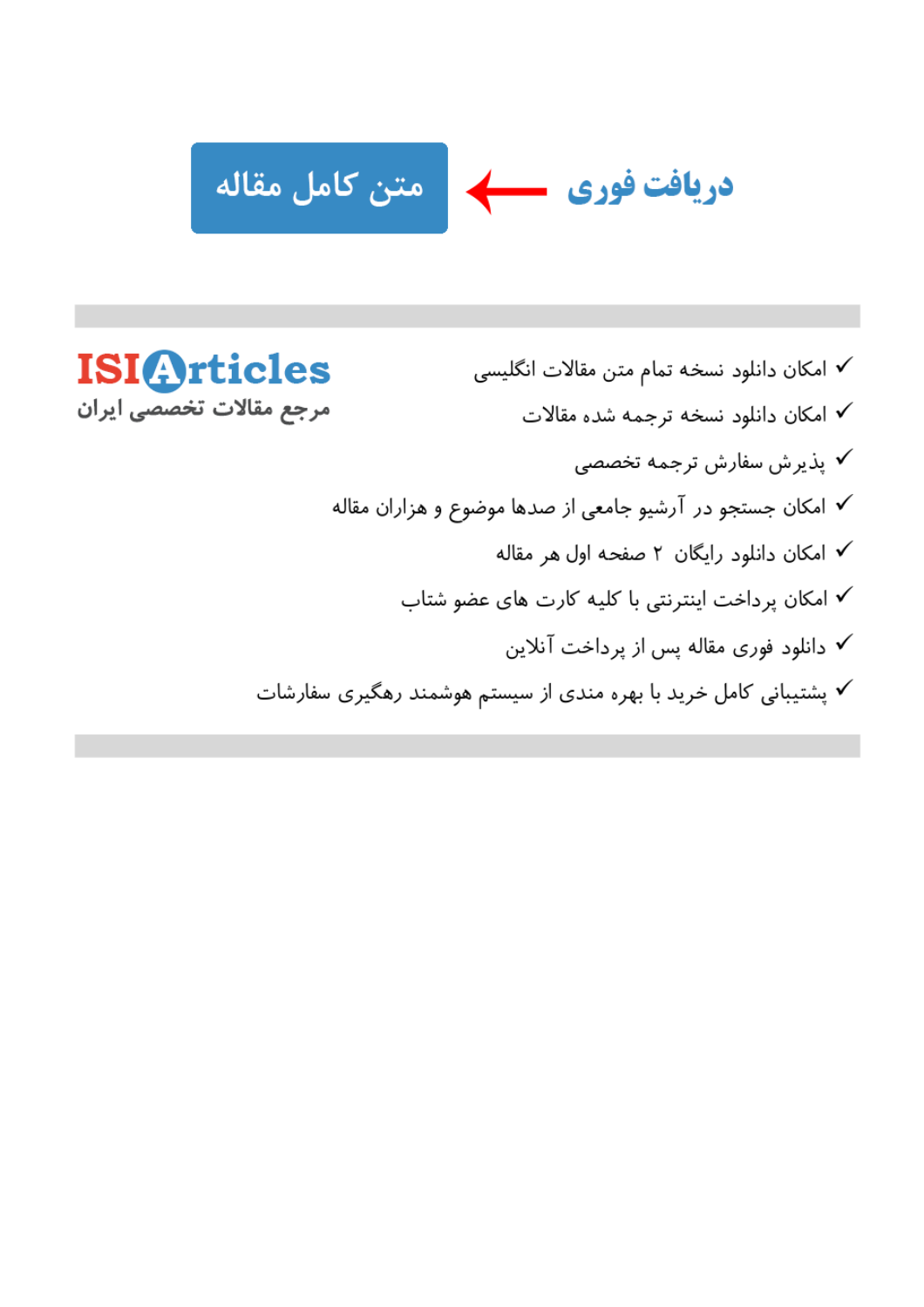**دریافت فوری** ← **متن کامل مقاله**

**ISIArticles**
مرجع مقالات تخصصی ایران

- ✓ امکان دانلود نسخه تمام متن مقالات انگلیسی
- ✓ امکان دانلود نسخه ترجمه شده مقالات
- ✓ پذیرش سفارش ترجمه تخصصی
- ✓ امکان جستجو در آرشیو جامعی از صدها موضوع و هزاران مقاله
- ✓ امکان دانلود رایگان ۲ صفحه اول هر مقاله
- ✓ امکان پرداخت اینترنتی با کلیه کارت های عضو شتاب
- ✓ دانلود فوری مقاله پس از پرداخت آنلاین
- ✓ پشتیبانی کامل خرید با بهره مندی از سیستم هوشمند رهگیری سفارشات